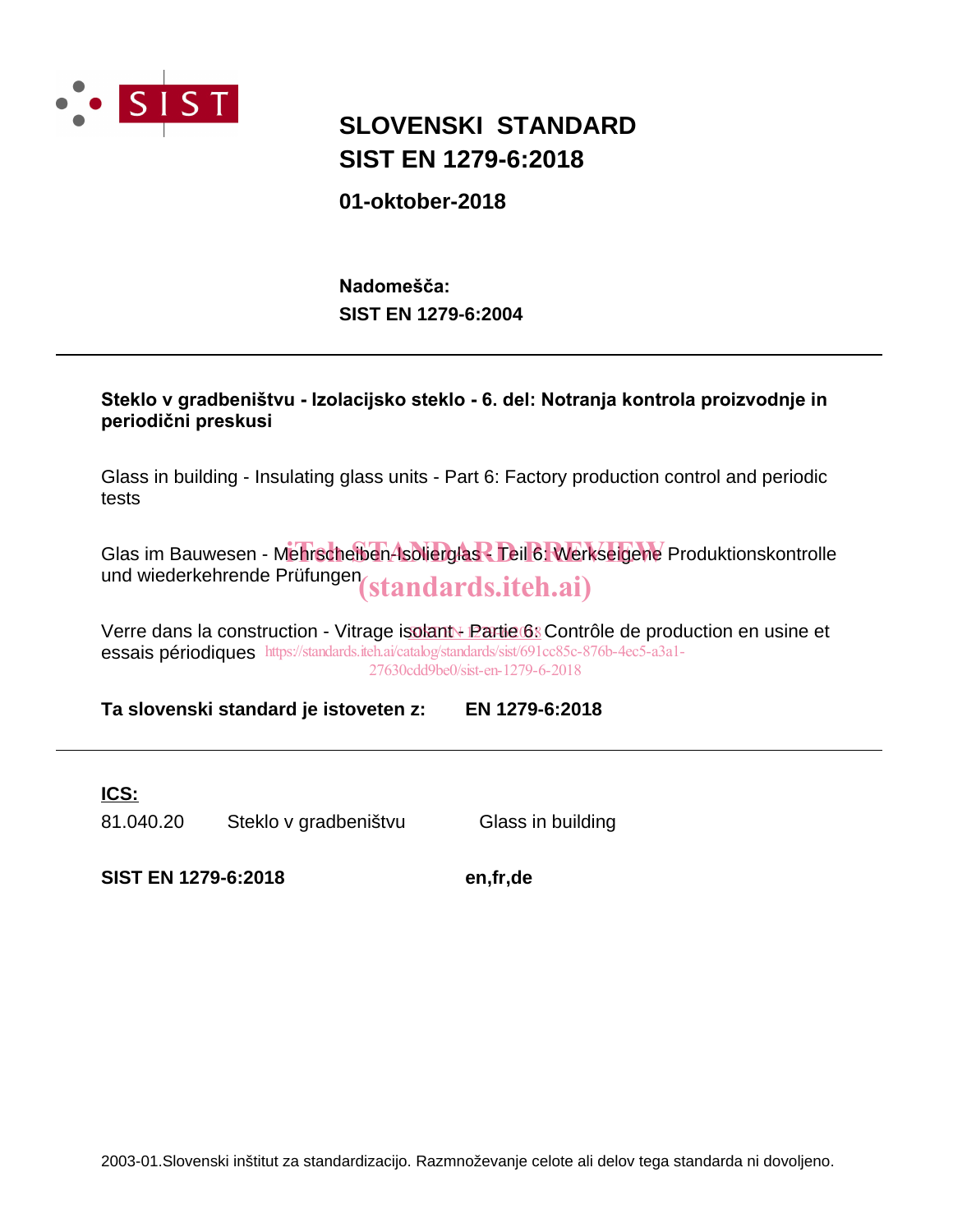# SLOVENSKI STANDARD
# SIST EN 1279-6:2018

**01-oktober-2018**

**Nadomešča:**
**SIST EN 1279-6:2004**

---

**Steklo v gradbeništvu - Izolacijsko steklo - 6. del: Notranja kontrola proizvodnje in periodični preskusi**

Glass in building - Insulating glass units - Part 6: Factory production control and periodic tests

Glas im Bauwesen - Mehrscheiben-Isolierglas - Teil 6: Werkseigene Produktionskontrolle und wiederkehrende Prüfungen

Verre dans la construction - Vitrage isolant - Partie 6: Contrôle de production en usine et essais périodiques

**Ta slovenski standard je istoveten z:** **EN 1279-6:2018**

---

**ICS:**

| | | |
|---|---|---|
| 81.040.20 | Steklo v gradbeništvu | Glass in building |

**SIST EN 1279-6:2018** **en,fr,de**

2003-01.Slovenski inštitut za standardizacijo. Razmnoževanje celote ali delov tega standarda ni dovoljeno.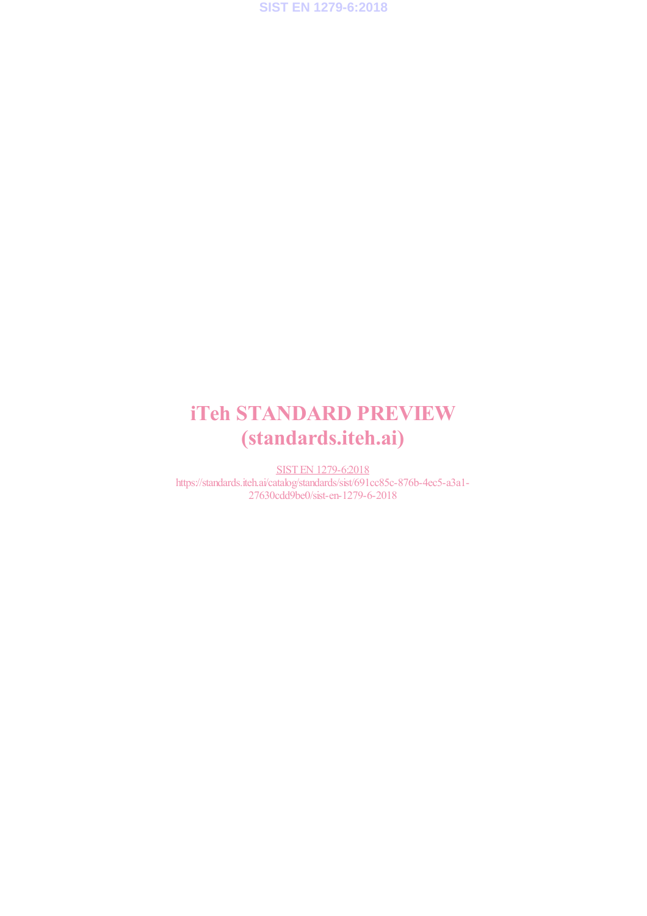# iTeh STANDARD PREVIEW
# (standards.iteh.ai)

SIST EN 1279-6:2018
https://standards.iteh.ai/catalog/standards/sist/691cc85c-876b-4ec5-a3a1-27630cdd9be0/sist-en-1279-6-2018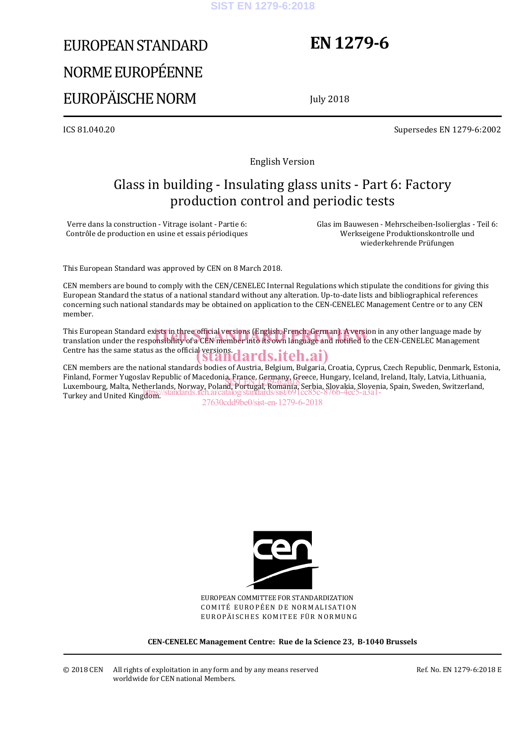# EUROPEAN STANDARD
# NORME EUROPÉENNE
# EUROPÄISCHE NORM

# EN 1279-6

July 2018

ICS 81.040.20

Supersedes EN 1279-6:2002

English Version

## Glass in building - Insulating glass units - Part 6: Factory production control and periodic tests

Verre dans la construction - Vitrage isolant - Partie 6: Contrôle de production en usine et essais périodiques

Glas im Bauwesen - Mehrscheiben-Isolierglas - Teil 6: Werkseigene Produktionskontrolle und wiederkehrende Prüfungen

This European Standard was approved by CEN on 8 March 2018.

CEN members are bound to comply with the CEN/CENELEC Internal Regulations which stipulate the conditions for giving this European Standard the status of a national standard without any alteration. Up-to-date lists and bibliographical references concerning such national standards may be obtained on application to the CEN-CENELEC Management Centre or to any CEN member.

This European Standard exists in three official versions (English, French, German). A version in any other language made by translation under the responsibility of a CEN member into its own language and notified to the CEN-CENELEC Management Centre has the same status as the official versions.

CEN members are the national standards bodies of Austria, Belgium, Bulgaria, Croatia, Cyprus, Czech Republic, Denmark, Estonia, Finland, Former Yugoslav Republic of Macedonia, France, Germany, Greece, Hungary, Iceland, Ireland, Italy, Latvia, Lithuania, Luxembourg, Malta, Netherlands, Norway, Poland, Portugal, Romania, Serbia, Slovakia, Slovenia, Spain, Sweden, Switzerland, Turkey and United Kingdom.

EUROPEAN COMMITTEE FOR STANDARDIZATION
COMITÉ EUROPÉEN DE NORMALISATION
EUROPÄISCHES KOMITEE FÜR NORMUNG

**CEN-CENELEC Management Centre: Rue de la Science 23, B-1040 Brussels**

© 2018 CEN All rights of exploitation in any form and by any means reserved worldwide for CEN national Members.

Ref. No. EN 1279-6:2018 E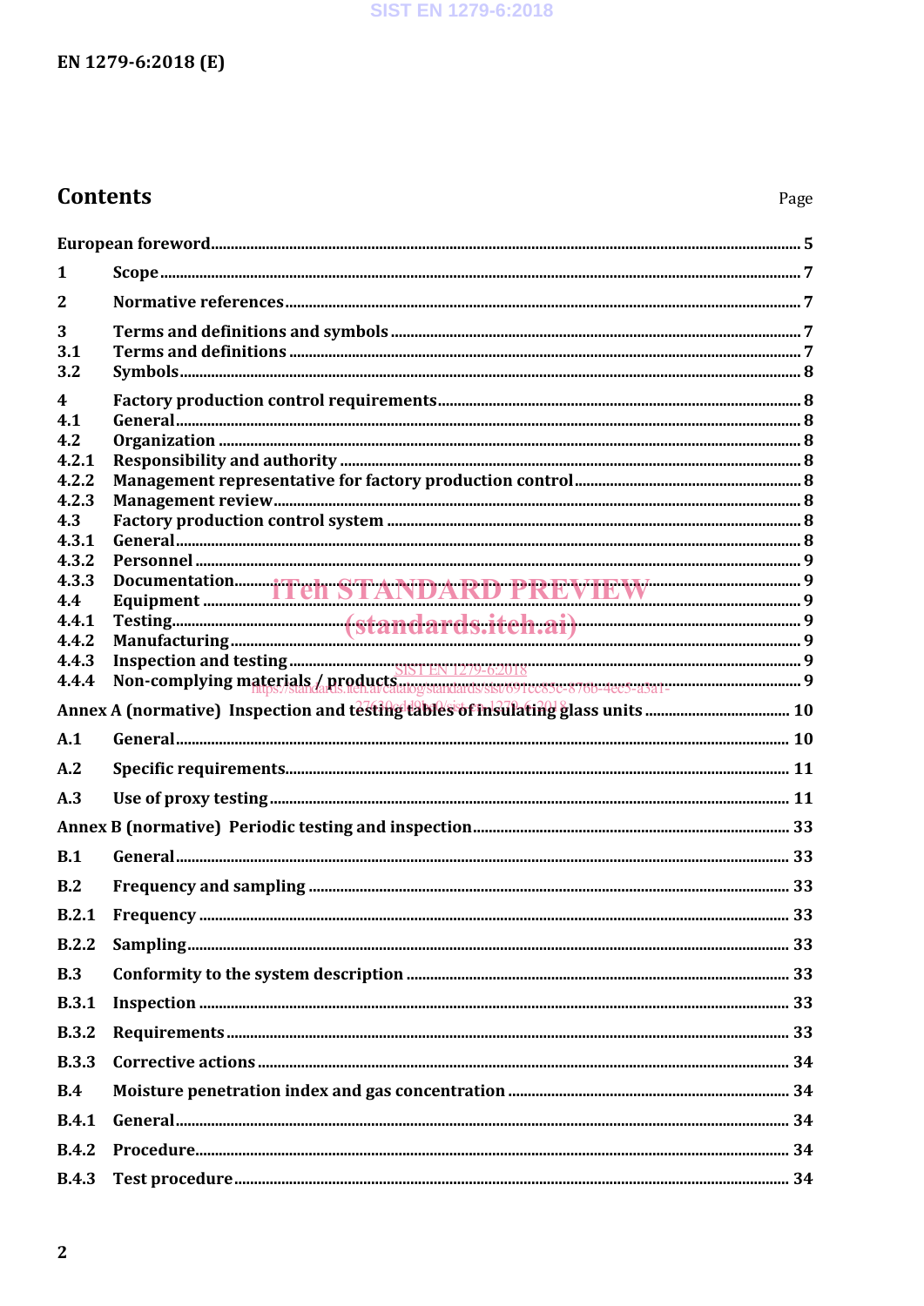## Contents

Page

European foreword .......... 5

1 Scope .......... 7

2 Normative references .......... 7

3 Terms and definitions and symbols .......... 7
3.1 Terms and definitions .......... 7
3.2 Symbols .......... 8

4 Factory production control requirements .......... 8
4.1 General .......... 8
4.2 Organization .......... 8
4.2.1 Responsibility and authority .......... 8
4.2.2 Management representative for factory production control .......... 8
4.2.3 Management review .......... 8
4.3 Factory production control system .......... 8
4.3.1 General .......... 8
4.3.2 Personnel .......... 9
4.3.3 Documentation .......... 9
4.4 Equipment .......... 9
4.4.1 Testing .......... 9
4.4.2 Manufacturing .......... 9
4.4.3 Inspection and testing .......... 9
4.4.4 Non-complying materials / products .......... 9

Annex A (normative) Inspection and testing tables of insulating glass units .......... 10

A.1 General .......... 10

A.2 Specific requirements .......... 11

A.3 Use of proxy testing .......... 11

Annex B (normative) Periodic testing and inspection .......... 33

B.1 General .......... 33

B.2 Frequency and sampling .......... 33

B.2.1 Frequency .......... 33

B.2.2 Sampling .......... 33

B.3 Conformity to the system description .......... 33

B.3.1 Inspection .......... 33

B.3.2 Requirements .......... 33

B.3.3 Corrective actions .......... 34

B.4 Moisture penetration index and gas concentration .......... 34

B.4.1 General .......... 34

B.4.2 Procedure .......... 34

B.4.3 Test procedure .......... 34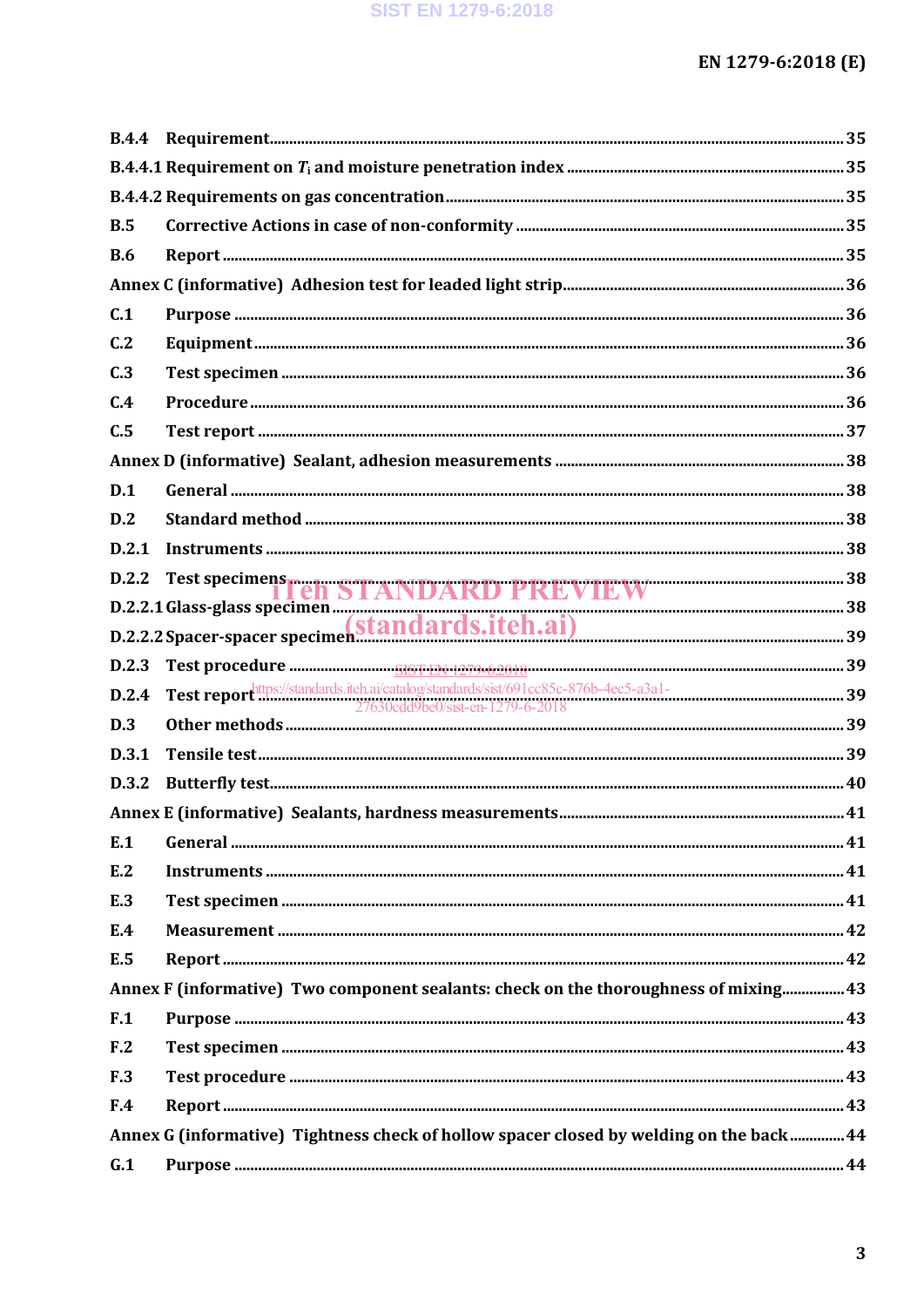B.4.4 Requirement ... 35

B.4.4.1 Requirement on $T_i$ and moisture penetration index ... 35

B.4.4.2 Requirements on gas concentration ... 35

B.5 Corrective Actions in case of non-conformity ... 35

B.6 Report ... 35

Annex C (informative) Adhesion test for leaded light strip ... 36

C.1 Purpose ... 36

C.2 Equipment ... 36

C.3 Test specimen ... 36

C.4 Procedure ... 36

C.5 Test report ... 37

Annex D (informative) Sealant, adhesion measurements ... 38

D.1 General ... 38

D.2 Standard method ... 38

D.2.1 Instruments ... 38

D.2.2 Test specimens ... 38

D.2.2.1 Glass-glass specimen ... 38

D.2.2.2 Spacer-spacer specimen ... 39

D.2.3 Test procedure ... 39

D.2.4 Test report ... 39

D.3 Other methods ... 39

D.3.1 Tensile test ... 39

D.3.2 Butterfly test ... 40

Annex E (informative) Sealants, hardness measurements ... 41

E.1 General ... 41

E.2 Instruments ... 41

E.3 Test specimen ... 41

E.4 Measurement ... 42

E.5 Report ... 42

Annex F (informative) Two component sealants: check on the thoroughness of mixing ... 43

F.1 Purpose ... 43

F.2 Test specimen ... 43

F.3 Test procedure ... 43

F.4 Report ... 43

Annex G (informative) Tightness check of hollow spacer closed by welding on the back ... 44

G.1 Purpose ... 44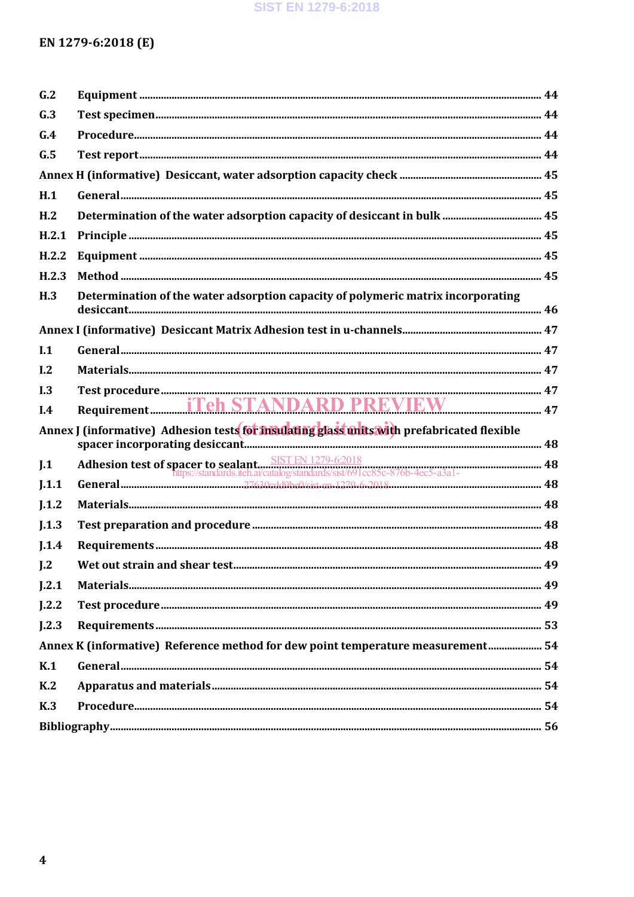| | | |
|---|---|---|
| G.2 | Equipment | 44 |
| G.3 | Test specimen | 44 |
| G.4 | Procedure | 44 |
| G.5 | Test report | 44 |
| Annex H (informative) | Desiccant, water adsorption capacity check | 45 |
| H.1 | General | 45 |
| H.2 | Determination of the water adsorption capacity of desiccant in bulk | 45 |
| H.2.1 | Principle | 45 |
| H.2.2 | Equipment | 45 |
| H.2.3 | Method | 45 |
| H.3 | Determination of the water adsorption capacity of polymeric matrix incorporating desiccant | 46 |
| Annex I (informative) | Desiccant Matrix Adhesion test in u-channels | 47 |
| I.1 | General | 47 |
| I.2 | Materials | 47 |
| I.3 | Test procedure | 47 |
| I.4 | Requirement | 47 |
| Annex J (informative) | Adhesion tests for insulating glass units with prefabricated flexible spacer incorporating desiccant | 48 |
| J.1 | Adhesion test of spacer to sealant | 48 |
| J.1.1 | General | 48 |
| J.1.2 | Materials | 48 |
| J.1.3 | Test preparation and procedure | 48 |
| J.1.4 | Requirements | 48 |
| J.2 | Wet out strain and shear test | 49 |
| J.2.1 | Materials | 49 |
| J.2.2 | Test procedure | 49 |
| J.2.3 | Requirements | 53 |
| Annex K (informative) | Reference method for dew point temperature measurement | 54 |
| K.1 | General | 54 |
| K.2 | Apparatus and materials | 54 |
| K.3 | Procedure | 54 |
| Bibliography | | 56 |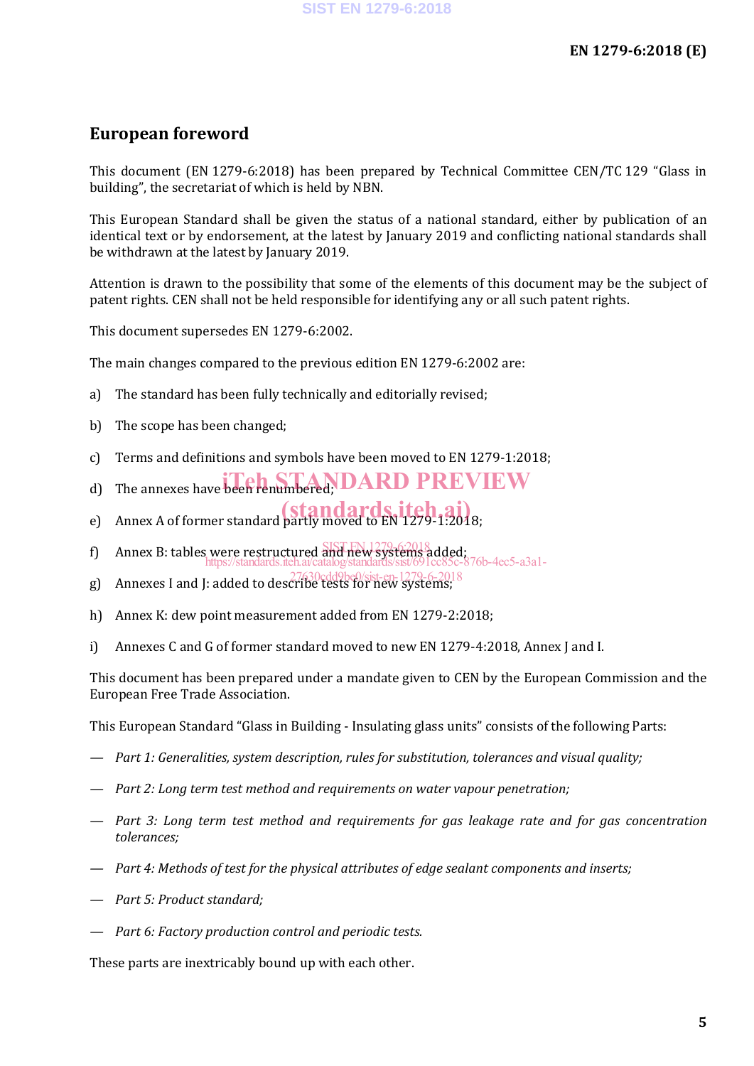# European foreword

This document (EN 1279-6:2018) has been prepared by Technical Committee CEN/TC 129 "Glass in building", the secretariat of which is held by NBN.

This European Standard shall be given the status of a national standard, either by publication of an identical text or by endorsement, at the latest by January 2019 and conflicting national standards shall be withdrawn at the latest by January 2019.

Attention is drawn to the possibility that some of the elements of this document may be the subject of patent rights. CEN shall not be held responsible for identifying any or all such patent rights.

This document supersedes EN 1279-6:2002.

The main changes compared to the previous edition EN 1279-6:2002 are:

a) The standard has been fully technically and editorially revised;

b) The scope has been changed;

c) Terms and definitions and symbols have been moved to EN 1279-1:2018;

d) The annexes have been renumbered;

e) Annex A of former standard partly moved to EN 1279-1:2018;

f) Annex B: tables were restructured and new systems added;

g) Annexes I and J: added to describe tests for new systems;

h) Annex K: dew point measurement added from EN 1279-2:2018;

i) Annexes C and G of former standard moved to new EN 1279-4:2018, Annex J and I.

This document has been prepared under a mandate given to CEN by the European Commission and the European Free Trade Association.

This European Standard "Glass in Building - Insulating glass units" consists of the following Parts:

— *Part 1: Generalities, system description, rules for substitution, tolerances and visual quality;*

— *Part 2: Long term test method and requirements on water vapour penetration;*

— *Part 3: Long term test method and requirements for gas leakage rate and for gas concentration tolerances;*

— *Part 4: Methods of test for the physical attributes of edge sealant components and inserts;*

— *Part 5: Product standard;*

— *Part 6: Factory production control and periodic tests.*

These parts are inextricably bound up with each other.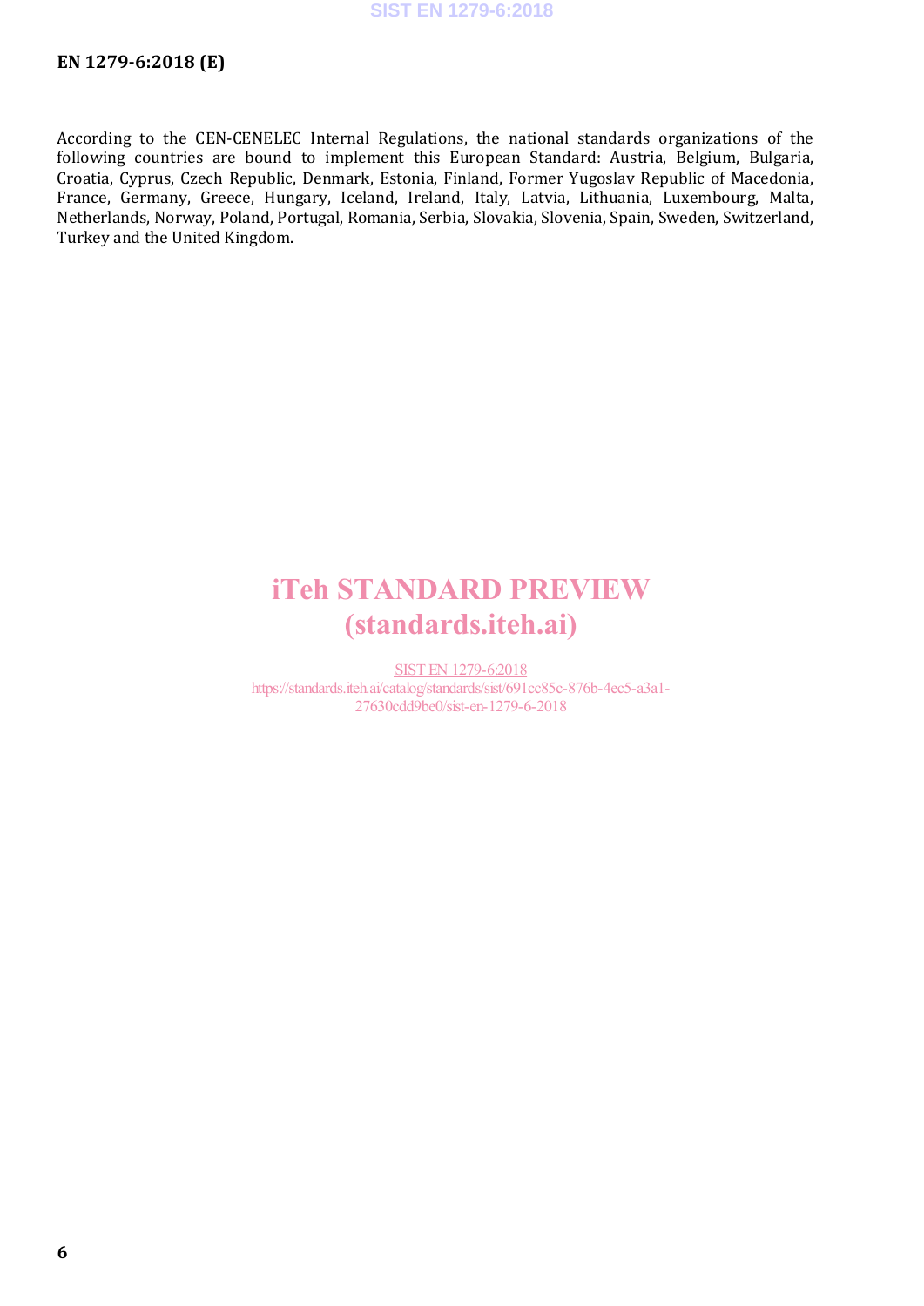According to the CEN-CENELEC Internal Regulations, the national standards organizations of the following countries are bound to implement this European Standard: Austria, Belgium, Bulgaria, Croatia, Cyprus, Czech Republic, Denmark, Estonia, Finland, Former Yugoslav Republic of Macedonia, France, Germany, Greece, Hungary, Iceland, Ireland, Italy, Latvia, Lithuania, Luxembourg, Malta, Netherlands, Norway, Poland, Portugal, Romania, Serbia, Slovakia, Slovenia, Spain, Sweden, Switzerland, Turkey and the United Kingdom.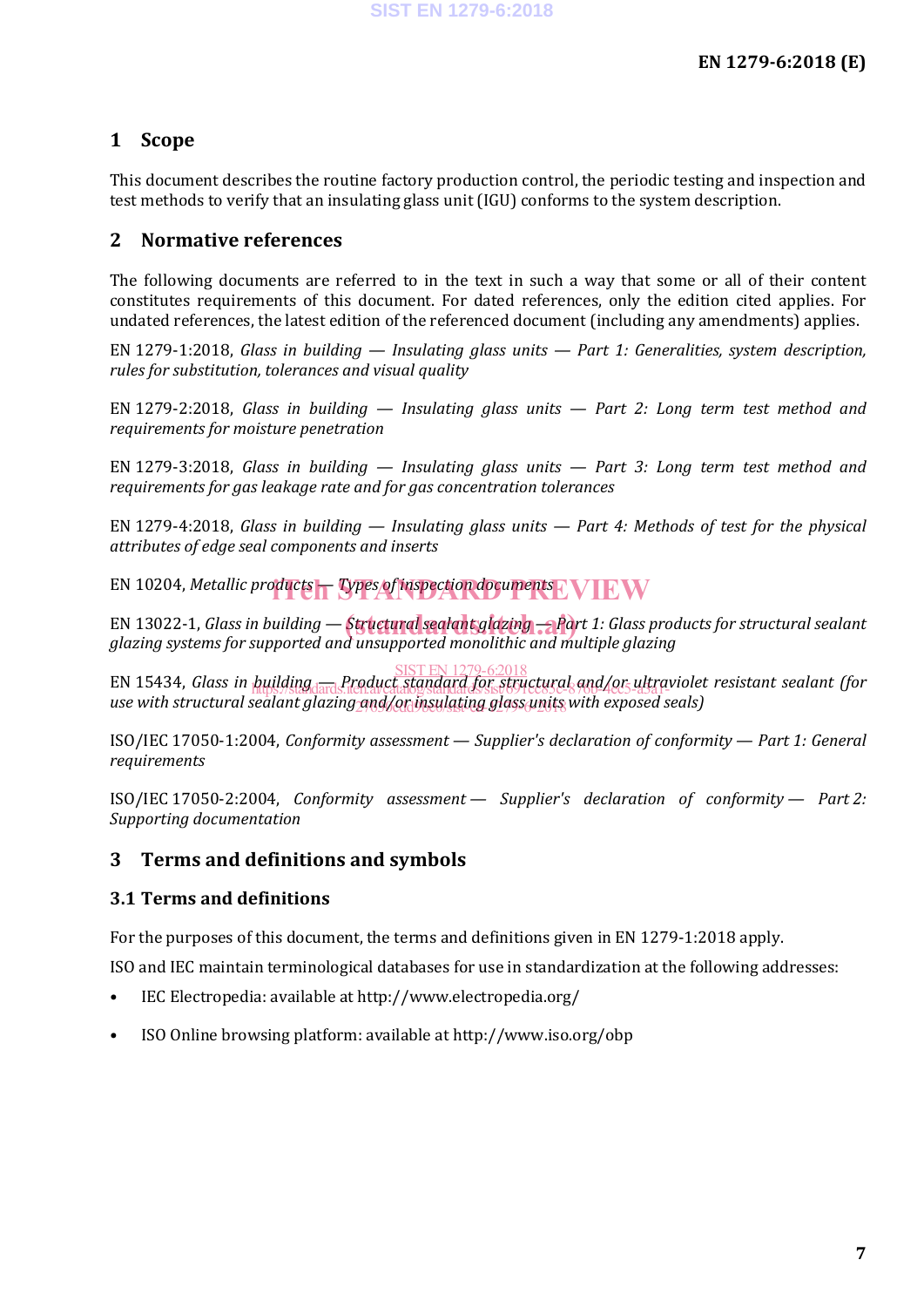## 1 Scope

This document describes the routine factory production control, the periodic testing and inspection and test methods to verify that an insulating glass unit (IGU) conforms to the system description.

## 2 Normative references

The following documents are referred to in the text in such a way that some or all of their content constitutes requirements of this document. For dated references, only the edition cited applies. For undated references, the latest edition of the referenced document (including any amendments) applies.

EN 1279-1:2018, *Glass in building — Insulating glass units — Part 1: Generalities, system description, rules for substitution, tolerances and visual quality*

EN 1279-2:2018, *Glass in building — Insulating glass units — Part 2: Long term test method and requirements for moisture penetration*

EN 1279-3:2018, *Glass in building — Insulating glass units — Part 3: Long term test method and requirements for gas leakage rate and for gas concentration tolerances*

EN 1279-4:2018, *Glass in building — Insulating glass units — Part 4: Methods of test for the physical attributes of edge seal components and inserts*

EN 10204, *Metallic products — Types of inspection documents*

EN 13022-1, *Glass in building — Structural sealant glazing — Part 1: Glass products for structural sealant glazing systems for supported and unsupported monolithic and multiple glazing*

EN 15434, *Glass in building — Product standard for structural and/or ultraviolet resistant sealant (for use with structural sealant glazing and/or insulating glass units with exposed seals)*

ISO/IEC 17050-1:2004, *Conformity assessment — Supplier's declaration of conformity — Part 1: General requirements*

ISO/IEC 17050-2:2004, *Conformity assessment — Supplier's declaration of conformity — Part 2: Supporting documentation*

## 3 Terms and definitions and symbols

### 3.1 Terms and definitions

For the purposes of this document, the terms and definitions given in EN 1279-1:2018 apply.

ISO and IEC maintain terminological databases for use in standardization at the following addresses:

- IEC Electropedia: available at http://www.electropedia.org/
- ISO Online browsing platform: available at http://www.iso.org/obp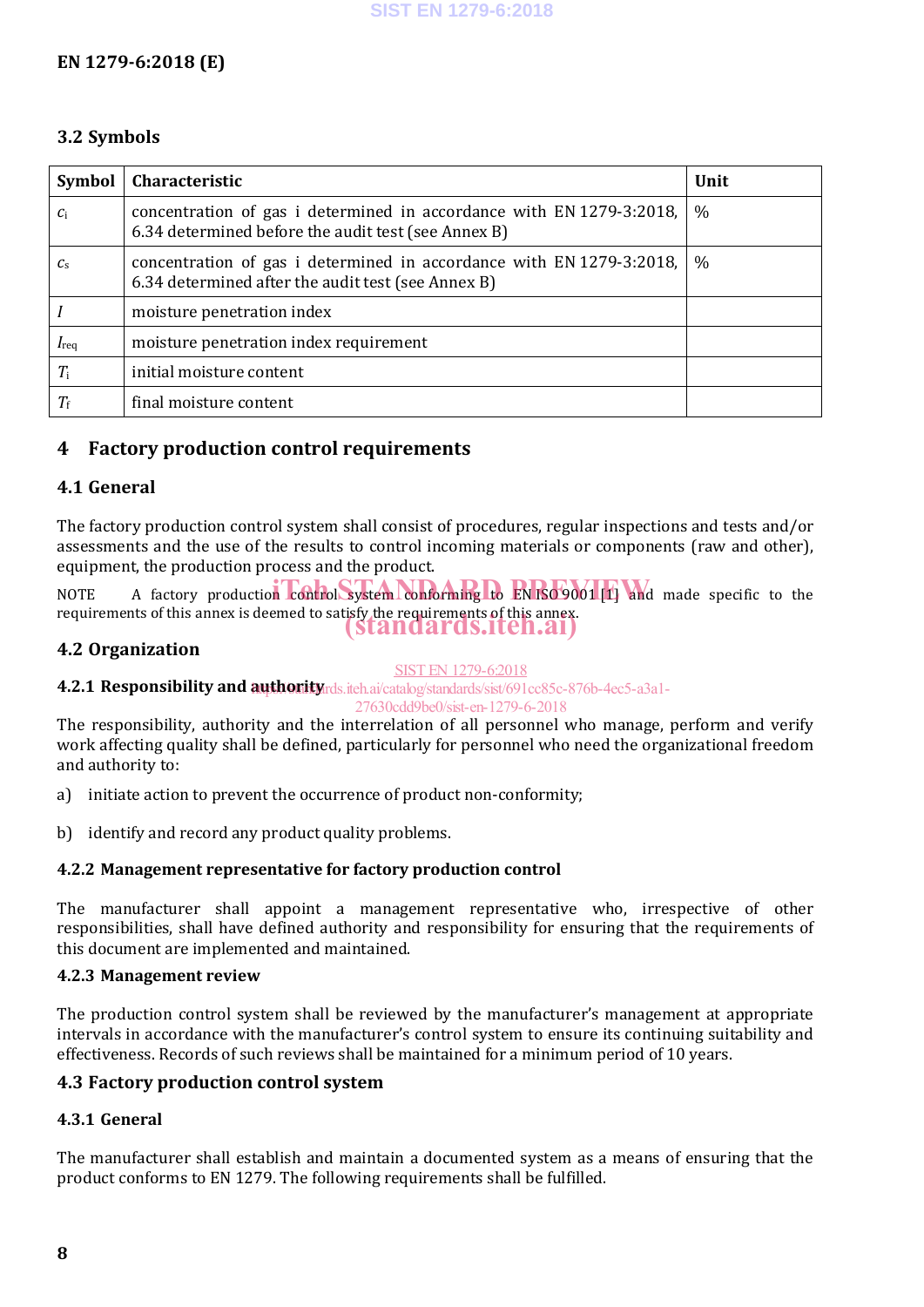## 3.2 Symbols

| Symbol | Characteristic | Unit |
|---|---|---|
| $c_i$ | concentration of gas i determined in accordance with EN 1279-3:2018, 6.34 determined before the audit test (see Annex B) | % |
| $c_s$ | concentration of gas i determined in accordance with EN 1279-3:2018, 6.34 determined after the audit test (see Annex B) | % |
| $I$ | moisture penetration index | |
| $I_{req}$ | moisture penetration index requirement | |
| $T_i$ | initial moisture content | |
| $T_f$ | final moisture content | |

# 4 Factory production control requirements

## 4.1 General

The factory production control system shall consist of procedures, regular inspections and tests and/or assessments and the use of the results to control incoming materials or components (raw and other), equipment, the production process and the product.

NOTE A factory production control system conforming to EN ISO 9001 [1] and made specific to the requirements of this annex is deemed to satisfy the requirements of this annex.

## 4.2 Organization

### 4.2.1 Responsibility and authority

The responsibility, authority and the interrelation of all personnel who manage, perform and verify work affecting quality shall be defined, particularly for personnel who need the organizational freedom and authority to:

a) initiate action to prevent the occurrence of product non-conformity;

b) identify and record any product quality problems.

### 4.2.2 Management representative for factory production control

The manufacturer shall appoint a management representative who, irrespective of other responsibilities, shall have defined authority and responsibility for ensuring that the requirements of this document are implemented and maintained.

### 4.2.3 Management review

The production control system shall be reviewed by the manufacturer's management at appropriate intervals in accordance with the manufacturer's control system to ensure its continuing suitability and effectiveness. Records of such reviews shall be maintained for a minimum period of 10 years.

## 4.3 Factory production control system

### 4.3.1 General

The manufacturer shall establish and maintain a documented system as a means of ensuring that the product conforms to EN 1279. The following requirements shall be fulfilled.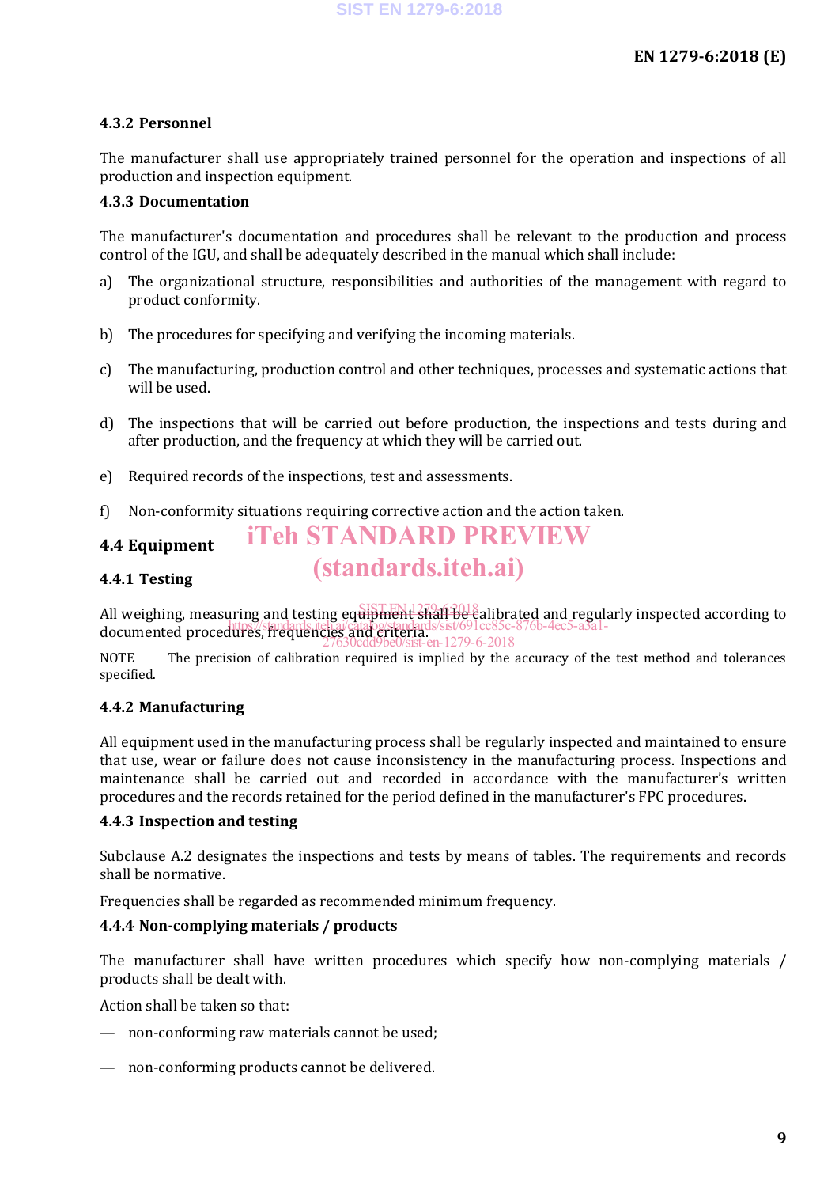### 4.3.2 Personnel

The manufacturer shall use appropriately trained personnel for the operation and inspections of all production and inspection equipment.

### 4.3.3 Documentation

The manufacturer's documentation and procedures shall be relevant to the production and process control of the IGU, and shall be adequately described in the manual which shall include:

a) The organizational structure, responsibilities and authorities of the management with regard to product conformity.

b) The procedures for specifying and verifying the incoming materials.

c) The manufacturing, production control and other techniques, processes and systematic actions that will be used.

d) The inspections that will be carried out before production, the inspections and tests during and after production, and the frequency at which they will be carried out.

e) Required records of the inspections, test and assessments.

f) Non-conformity situations requiring corrective action and the action taken.

## 4.4 Equipment

### 4.4.1 Testing

All weighing, measuring and testing equipment shall be calibrated and regularly inspected according to documented procedures, frequencies and criteria.

NOTE The precision of calibration required is implied by the accuracy of the test method and tolerances specified.

### 4.4.2 Manufacturing

All equipment used in the manufacturing process shall be regularly inspected and maintained to ensure that use, wear or failure does not cause inconsistency in the manufacturing process. Inspections and maintenance shall be carried out and recorded in accordance with the manufacturer's written procedures and the records retained for the period defined in the manufacturer's FPC procedures.

### 4.4.3 Inspection and testing

Subclause A.2 designates the inspections and tests by means of tables. The requirements and records shall be normative.

Frequencies shall be regarded as recommended minimum frequency.

### 4.4.4 Non-complying materials / products

The manufacturer shall have written procedures which specify how non-complying materials / products shall be dealt with.

Action shall be taken so that:

— non-conforming raw materials cannot be used;

— non-conforming products cannot be delivered.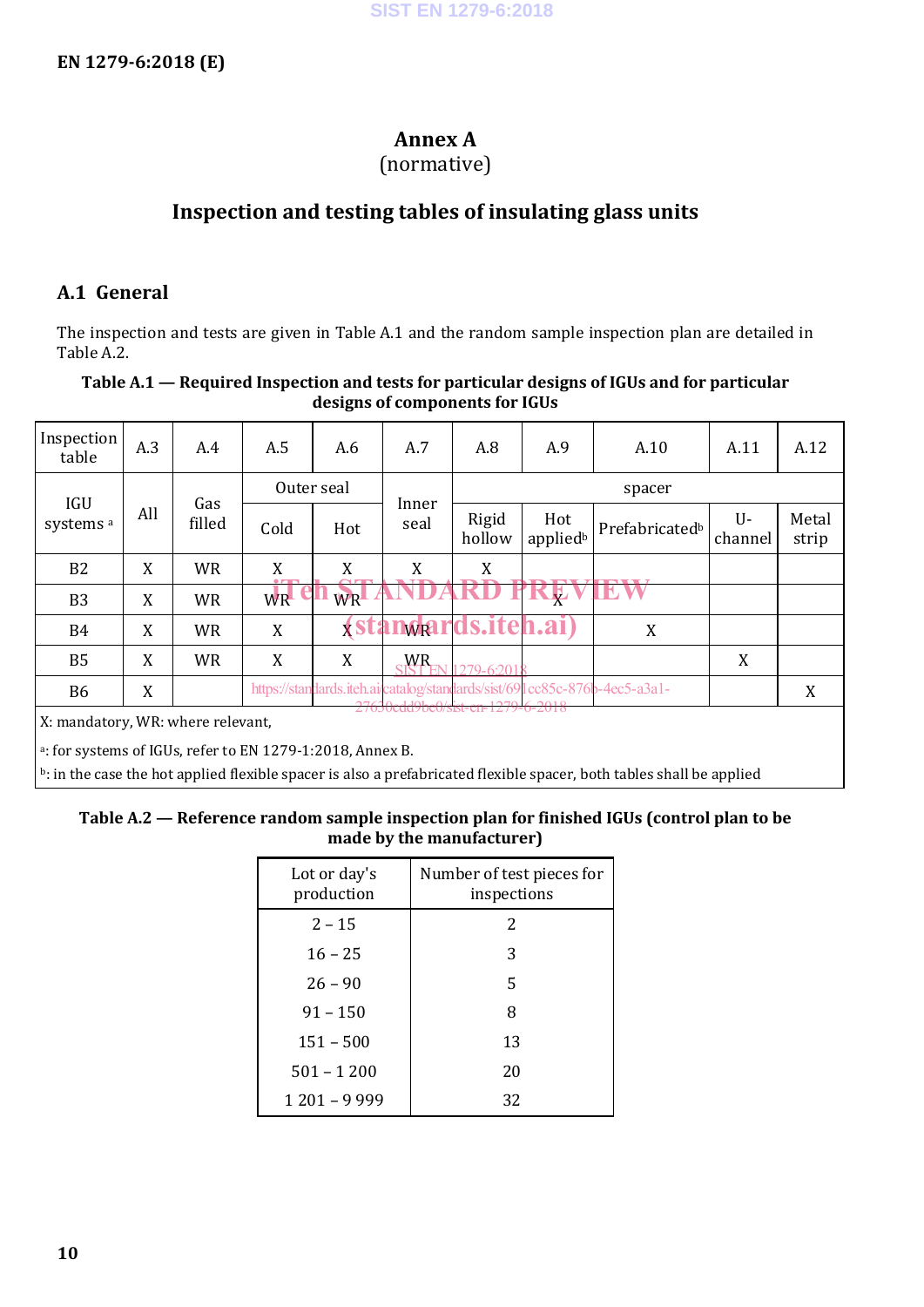# Annex A
(normative)

# Inspection and testing tables of insulating glass units

## A.1 General

The inspection and tests are given in Table A.1 and the random sample inspection plan are detailed in Table A.2.

**Table A.1 — Required Inspection and tests for particular designs of IGUs and for particular designs of components for IGUs**

| Inspection table | A.3 | A.4 | A.5 | A.6 | A.7 | A.8 | A.9 | A.10 | A.11 | A.12 |
|---|---|---|---|---|---|---|---|---|---|---|
| IGU systems [a] | All | Gas filled | Outer seal | | Inner seal | spacer | | | | |
| | | | Cold | Hot | | Rigid hollow | Hot applied[b] | Prefabricated[b] | U-channel | Metal strip |
| B2 | X | WR | X | X | X | X | | | | |
| B3 | X | WR | WR | WR | | | X | | | |
| B4 | X | WR | X | X | WR | | | X | | |
| B5 | X | WR | X | X | WR | | | | X | |
| B6 | X | | | | | | | | | X |

X: mandatory, WR: where relevant,

[a]: for systems of IGUs, refer to EN 1279-1:2018, Annex B.

[b]: in the case the hot applied flexible spacer is also a prefabricated flexible spacer, both tables shall be applied

**Table A.2 — Reference random sample inspection plan for finished IGUs (control plan to be made by the manufacturer)**

| Lot or day's production | Number of test pieces for inspections |
|---|---|
| 2 – 15 | 2 |
| 16 – 25 | 3 |
| 26 – 90 | 5 |
| 91 – 150 | 8 |
| 151 – 500 | 13 |
| 501 – 1 200 | 20 |
| 1 201 – 9 999 | 32 |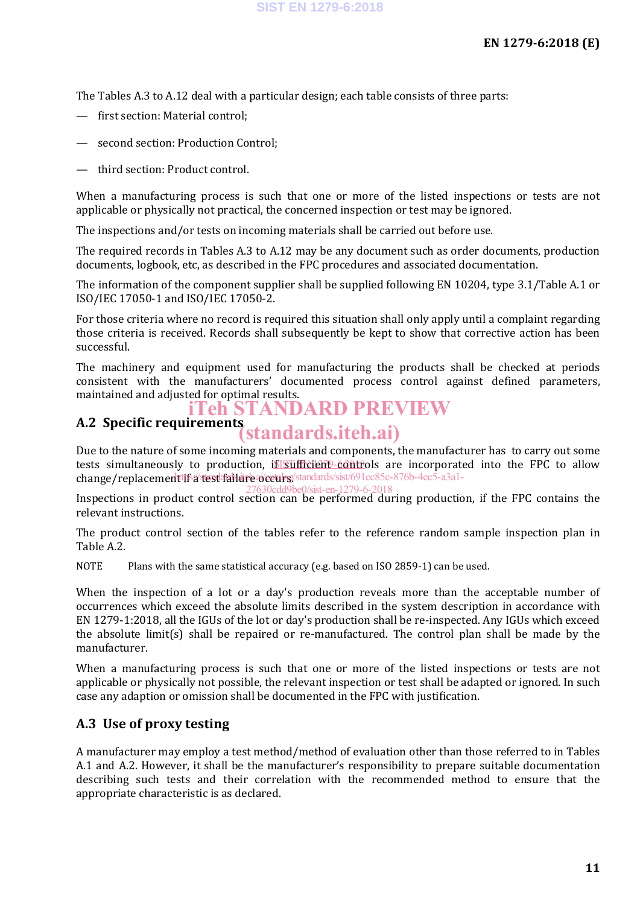The Tables A.3 to A.12 deal with a particular design; each table consists of three parts:

- first section: Material control;
- second section: Production Control;
- third section: Product control.

When a manufacturing process is such that one or more of the listed inspections or tests are not applicable or physically not practical, the concerned inspection or test may be ignored.

The inspections and/or tests on incoming materials shall be carried out before use.

The required records in Tables A.3 to A.12 may be any document such as order documents, production documents, logbook, etc, as described in the FPC procedures and associated documentation.

The information of the component supplier shall be supplied following EN 10204, type 3.1/Table A.1 or ISO/IEC 17050-1 and ISO/IEC 17050-2.

For those criteria where no record is required this situation shall only apply until a complaint regarding those criteria is received. Records shall subsequently be kept to show that corrective action has been successful.

The machinery and equipment used for manufacturing the products shall be checked at periods consistent with the manufacturers' documented process control against defined parameters, maintained and adjusted for optimal results.

## A.2 Specific requirements

Due to the nature of some incoming materials and components, the manufacturer has to carry out some tests simultaneously to production, if sufficient controls are incorporated into the FPC to allow change/replacement if a test failure occurs.

Inspections in product control section can be performed during production, if the FPC contains the relevant instructions.

The product control section of the tables refer to the reference random sample inspection plan in Table A.2.

NOTE Plans with the same statistical accuracy (e.g. based on ISO 2859-1) can be used.

When the inspection of a lot or a day's production reveals more than the acceptable number of occurrences which exceed the absolute limits described in the system description in accordance with EN 1279-1:2018, all the IGUs of the lot or day's production shall be re-inspected. Any IGUs which exceed the absolute limit(s) shall be repaired or re-manufactured. The control plan shall be made by the manufacturer.

When a manufacturing process is such that one or more of the listed inspections or tests are not applicable or physically not possible, the relevant inspection or test shall be adapted or ignored. In such case any adaption or omission shall be documented in the FPC with justification.

## A.3 Use of proxy testing

A manufacturer may employ a test method/method of evaluation other than those referred to in Tables A.1 and A.2. However, it shall be the manufacturer's responsibility to prepare suitable documentation describing such tests and their correlation with the recommended method to ensure that the appropriate characteristic is as declared.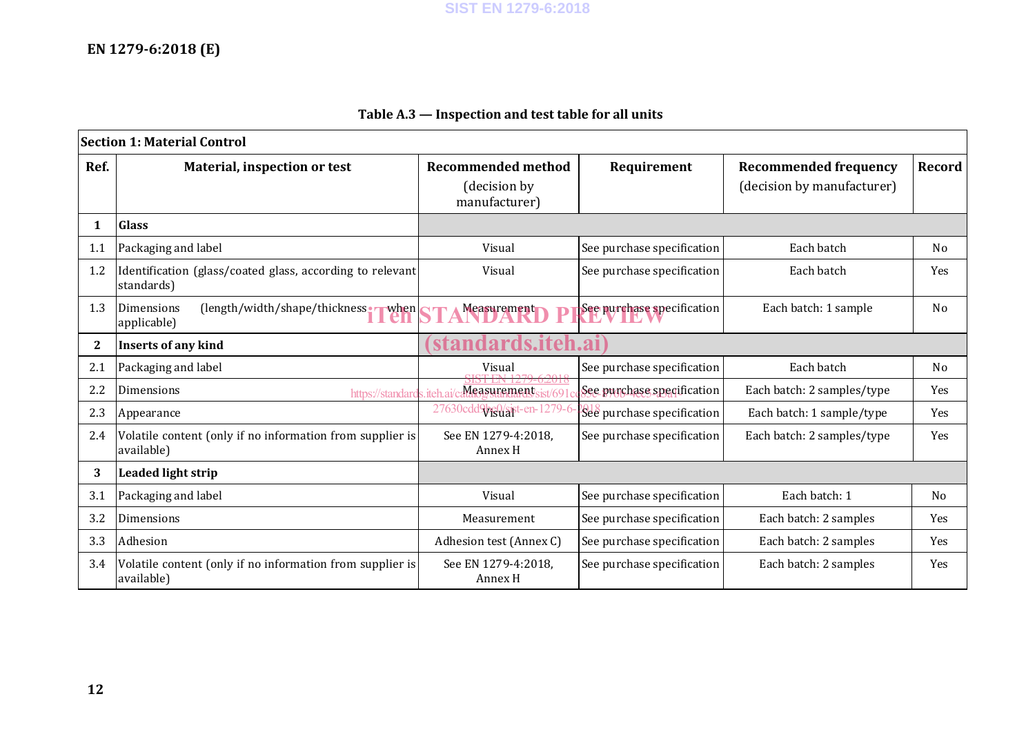**Table A.3 — Inspection and test table for all units**

| Section 1: Material Control | | | | | |
|---|---|---|---|---|---|
| **Ref.** | **Material, inspection or test** | **Recommended method** (decision by manufacturer) | **Requirement** | **Recommended frequency** (decision by manufacturer) | **Record** |
| **1** | **Glass** | | | | |
| 1.1 | Packaging and label | Visual | See purchase specification | Each batch | No |
| 1.2 | Identification (glass/coated glass, according to relevant standards) | Visual | See purchase specification | Each batch | Yes |
| 1.3 | Dimensions (length/width/shape/thickness when applicable) | Measurement | See purchase specification | Each batch: 1 sample | No |
| **2** | **Inserts of any kind** | | | | |
| 2.1 | Packaging and label | Visual | See purchase specification | Each batch | No |
| 2.2 | Dimensions | Measurement | See purchase specification | Each batch: 2 samples/type | Yes |
| 2.3 | Appearance | Visual | See purchase specification | Each batch: 1 sample/type | Yes |
| 2.4 | Volatile content (only if no information from supplier is available) | See EN 1279-4:2018, Annex H | See purchase specification | Each batch: 2 samples/type | Yes |
| **3** | **Leaded light strip** | | | | |
| 3.1 | Packaging and label | Visual | See purchase specification | Each batch: 1 | No |
| 3.2 | Dimensions | Measurement | See purchase specification | Each batch: 2 samples | Yes |
| 3.3 | Adhesion | Adhesion test (Annex C) | See purchase specification | Each batch: 2 samples | Yes |
| 3.4 | Volatile content (only if no information from supplier is available) | See EN 1279-4:2018, Annex H | See purchase specification | Each batch: 2 samples | Yes |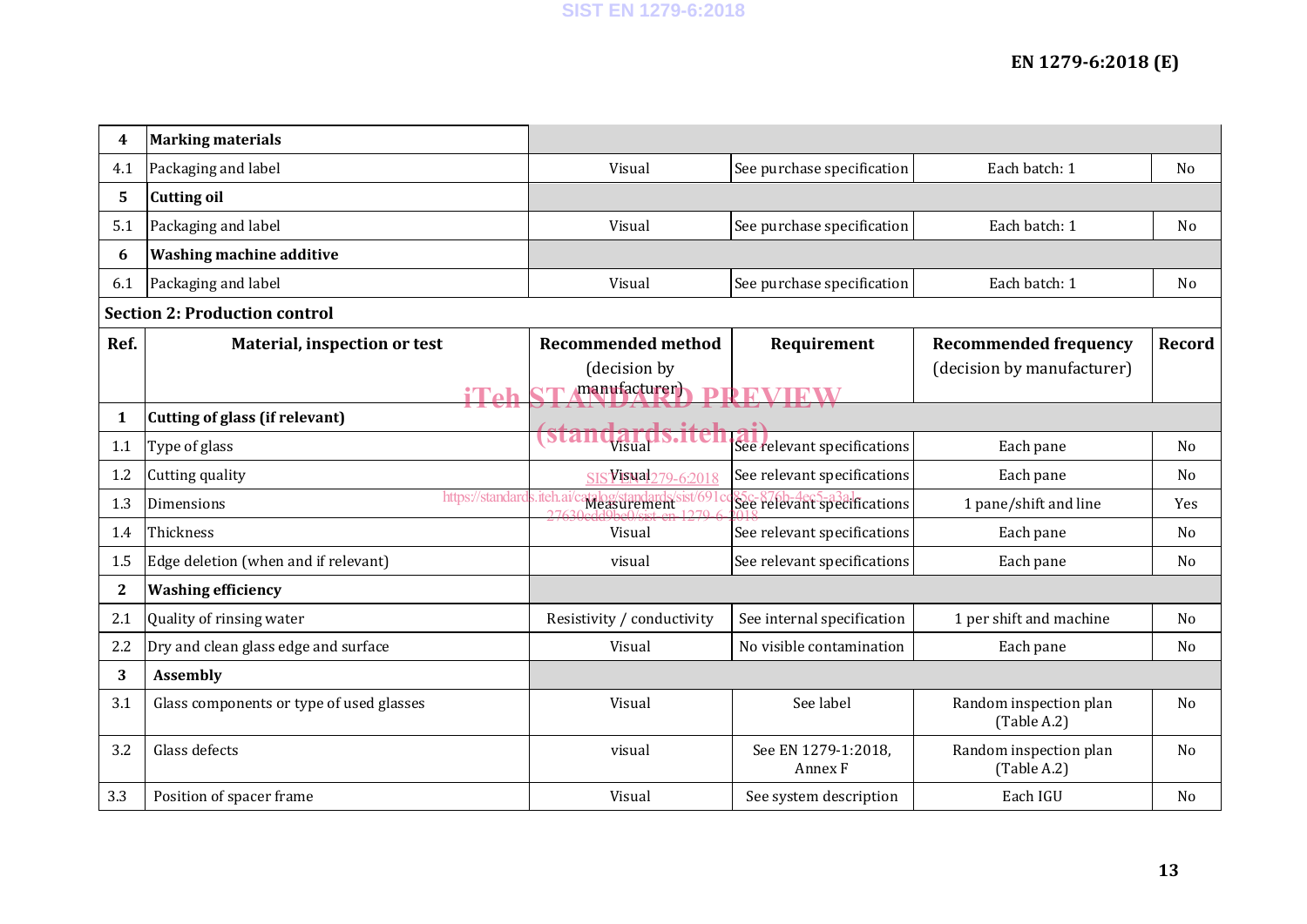| | | | | | |
|---|---|---|---|---|---|
| **4** | **Marking materials** | | | | |
| 4.1 | Packaging and label | Visual | See purchase specification | Each batch: 1 | No |
| **5** | **Cutting oil** | | | | |
| 5.1 | Packaging and label | Visual | See purchase specification | Each batch: 1 | No |
| **6** | **Washing machine additive** | | | | |
| 6.1 | Packaging and label | Visual | See purchase specification | Each batch: 1 | No |
| **Section 2: Production control** | | | | | |
| **Ref.** | **Material, inspection or test** | **Recommended method** (decision by manufacturer) | **Requirement** | **Recommended frequency** (decision by manufacturer) | **Record** |
| **1** | **Cutting of glass (if relevant)** | | | | |
| 1.1 | Type of glass | Visual | See relevant specifications | Each pane | No |
| 1.2 | Cutting quality | Visual | See relevant specifications | Each pane | No |
| 1.3 | Dimensions | Measurement | See relevant specifications | 1 pane/shift and line | Yes |
| 1.4 | Thickness | Visual | See relevant specifications | Each pane | No |
| 1.5 | Edge deletion (when and if relevant) | visual | See relevant specifications | Each pane | No |
| **2** | **Washing efficiency** | | | | |
| 2.1 | Quality of rinsing water | Resistivity / conductivity | See internal specification | 1 per shift and machine | No |
| 2.2 | Dry and clean glass edge and surface | Visual | No visible contamination | Each pane | No |
| **3** | **Assembly** | | | | |
| 3.1 | Glass components or type of used glasses | Visual | See label | Random inspection plan (Table A.2) | No |
| 3.2 | Glass defects | visual | See EN 1279-1:2018, Annex F | Random inspection plan (Table A.2) | No |
| 3.3 | Position of spacer frame | Visual | See system description | Each IGU | No |